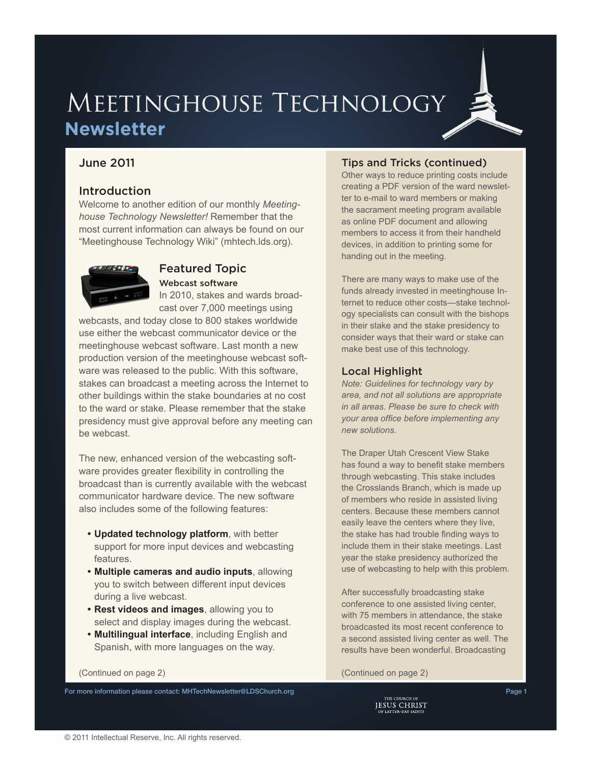# Meetinghouse Technology
## Newsletter

June 2011

### Introduction

Welcome to another edition of our monthly *Meetinghouse Technology Newsletter!* Remember that the most current information can always be found on our "Meetinghouse Technology Wiki" (mhtech.lds.org).

### Featured Topic

#### Webcast software

In 2010, stakes and wards broadcast over 7,000 meetings using webcasts, and today close to 800 stakes worldwide use either the webcast communicator device or the meetinghouse webcast software. Last month a new production version of the meetinghouse webcast software was released to the public. With this software, stakes can broadcast a meeting across the Internet to other buildings within the stake boundaries at no cost to the ward or stake. Please remember that the stake presidency must give approval before any meeting can be webcast.

The new, enhanced version of the webcasting software provides greater flexibility in controlling the broadcast than is currently available with the webcast communicator hardware device. The new software also includes some of the following features:

- **Updated technology platform**, with better support for more input devices and webcasting features.
- **Multiple cameras and audio inputs**, allowing you to switch between different input devices during a live webcast.
- **Rest videos and images**, allowing you to select and display images during the webcast.
- **Multilingual interface**, including English and Spanish, with more languages on the way.

(Continued on page 2)

### Tips and Tricks (continued)

Other ways to reduce printing costs include creating a PDF version of the ward newsletter to e-mail to ward members or making the sacrament meeting program available as online PDF document and allowing members to access it from their handheld devices, in addition to printing some for handing out in the meeting.

There are many ways to make use of the funds already invested in meetinghouse Internet to reduce other costs—stake technology specialists can consult with the bishops in their stake and the stake presidency to consider ways that their ward or stake can make best use of this technology.

### Local Highlight

*Note: Guidelines for technology vary by area, and not all solutions are appropriate in all areas. Please be sure to check with your area office before implementing any new solutions.*

The Draper Utah Crescent View Stake has found a way to benefit stake members through webcasting. This stake includes the Crosslands Branch, which is made up of members who reside in assisted living centers. Because these members cannot easily leave the centers where they live, the stake has had trouble finding ways to include them in their stake meetings. Last year the stake presidency authorized the use of webcasting to help with this problem.

After successfully broadcasting stake conference to one assisted living center, with 75 members in attendance, the stake broadcasted its most recent conference to a second assisted living center as well. The results have been wonderful. Broadcasting

(Continued on page 2)

For more information please contact: MHTechNewsletter@LDSChurch.org

The Church of Jesus Christ of Latter-day Saints

© 2011 Intellectual Reserve, Inc. All rights reserved.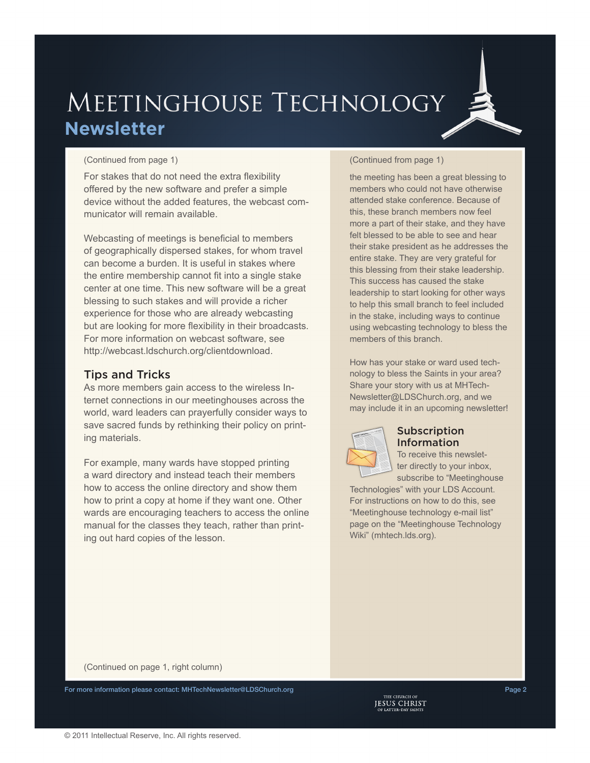# Meetinghouse Technology

## Newsletter

(Continued from page 1)

For stakes that do not need the extra flexibility offered by the new software and prefer a simple device without the added features, the webcast communicator will remain available.

Webcasting of meetings is beneficial to members of geographically dispersed stakes, for whom travel can become a burden. It is useful in stakes where the entire membership cannot fit into a single stake center at one time. This new software will be a great blessing to such stakes and will provide a richer experience for those who are already webcasting but are looking for more flexibility in their broadcasts. For more information on webcast software, see http://webcast.ldschurch.org/clientdownload.

### Tips and Tricks

As more members gain access to the wireless Internet connections in our meetinghouses across the world, ward leaders can prayerfully consider ways to save sacred funds by rethinking their policy on printing materials.

For example, many wards have stopped printing a ward directory and instead teach their members how to access the online directory and show them how to print a copy at home if they want one. Other wards are encouraging teachers to access the online manual for the classes they teach, rather than printing out hard copies of the lesson.

(Continued on page 1, right column)

(Continued from page 1)

the meeting has been a great blessing to members who could not have otherwise attended stake conference. Because of this, these branch members now feel more a part of their stake, and they have felt blessed to be able to see and hear their stake president as he addresses the entire stake. They are very grateful for this blessing from their stake leadership. This success has caused the stake leadership to start looking for other ways to help this small branch to feel included in the stake, including ways to continue using webcasting technology to bless the members of this branch.

How has your stake or ward used technology to bless the Saints in your area? Share your story with us at MHTech-Newsletter@LDSChurch.org, and we may include it in an upcoming newsletter!

### Subscription Information

To receive this newsletter directly to your inbox, subscribe to "Meetinghouse Technologies" with your LDS Account. For instructions on how to do this, see "Meetinghouse technology e-mail list" page on the "Meetinghouse Technology Wiki" (mhtech.lds.org).

For more information please contact: MHTechNewsletter@LDSChurch.org

© 2011 Intellectual Reserve, Inc. All rights reserved.